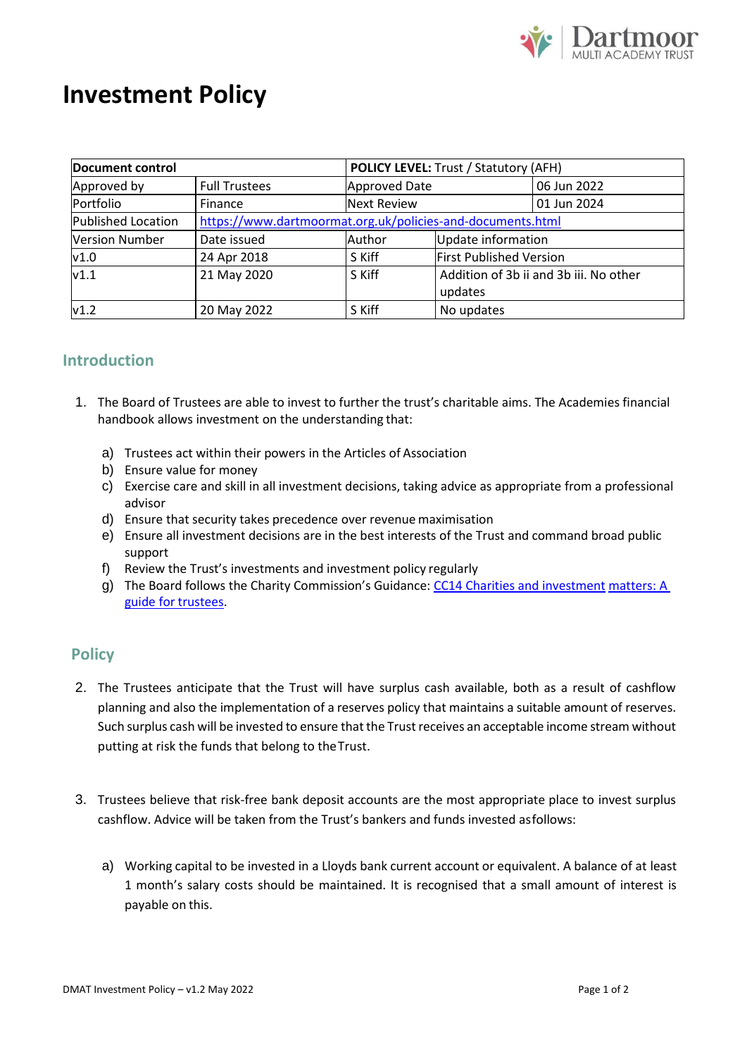# Investment Policy

| Document control | | POLICY LEVEL: Trust / Statutory (AFH) | |
|---|---|---|---|
| Approved by | Full Trustees | Approved Date | 06 Jun 2022 |
| Portfolio | Finance | Next Review | 01 Jun 2024 |
| Published Location | https://www.dartmoormat.org.uk/policies-and-documents.html | | |
| Version Number | Date issued | Author | Update information |
| v1.0 | 24 Apr 2018 | S Kiff | First Published Version |
| v1.1 | 21 May 2020 | S Kiff | Addition of 3b ii and 3b iii. No other updates |
| v1.2 | 20 May 2022 | S Kiff | No updates |

## Introduction

1. The Board of Trustees are able to invest to further the trust's charitable aims. The Academies financial handbook allows investment on the understanding that:

    a) Trustees act within their powers in the Articles of Association
    b) Ensure value for money
    c) Exercise care and skill in all investment decisions, taking advice as appropriate from a professional advisor
    d) Ensure that security takes precedence over revenue maximisation
    e) Ensure all investment decisions are in the best interests of the Trust and command broad public support
    f) Review the Trust's investments and investment policy regularly
    g) The Board follows the Charity Commission's Guidance: CC14 Charities and investment matters: A guide for trustees.

## Policy

2. The Trustees anticipate that the Trust will have surplus cash available, both as a result of cashflow planning and also the implementation of a reserves policy that maintains a suitable amount of reserves. Such surplus cash will be invested to ensure that the Trust receives an acceptable income stream without putting at risk the funds that belong to the Trust.

3. Trustees believe that risk-free bank deposit accounts are the most appropriate place to invest surplus cashflow. Advice will be taken from the Trust's bankers and funds invested as follows:

    a) Working capital to be invested in a Lloyds bank current account or equivalent. A balance of at least 1 month's salary costs should be maintained. It is recognised that a small amount of interest is payable on this.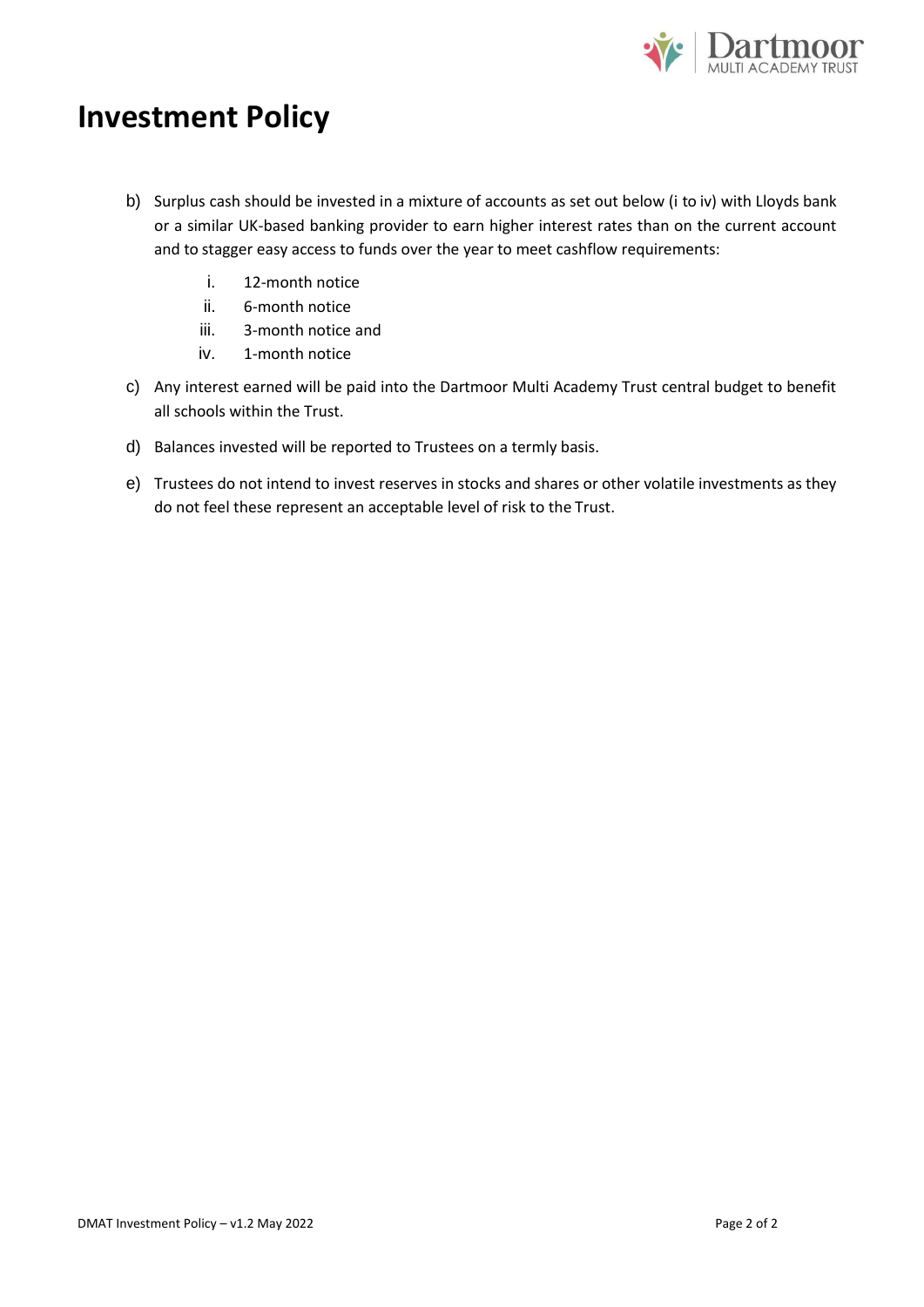# Investment Policy

b) Surplus cash should be invested in a mixture of accounts as set out below (i to iv) with Lloyds bank or a similar UK-based banking provider to earn higher interest rates than on the current account and to stagger easy access to funds over the year to meet cashflow requirements:

   i. 12-month notice
   ii. 6-month notice
   iii. 3-month notice and
   iv. 1-month notice

c) Any interest earned will be paid into the Dartmoor Multi Academy Trust central budget to benefit all schools within the Trust.

d) Balances invested will be reported to Trustees on a termly basis.

e) Trustees do not intend to invest reserves in stocks and shares or other volatile investments as they do not feel these represent an acceptable level of risk to the Trust.